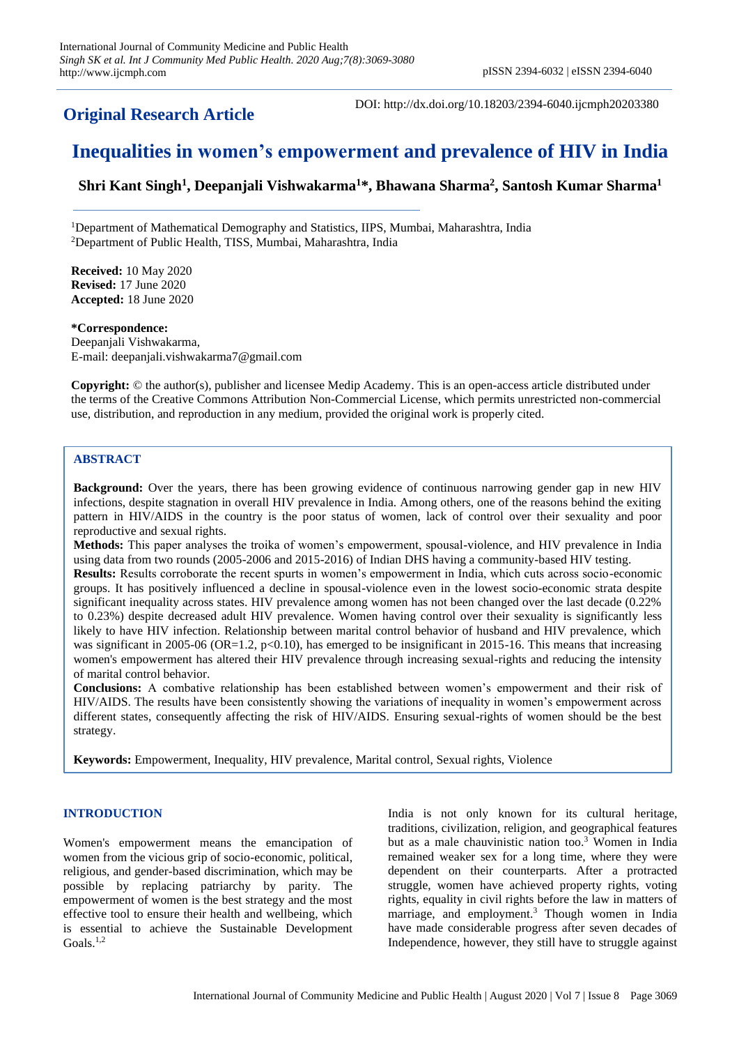**Original Research Article**

DOI: http://dx.doi.org/10.18203/2394-6040.ijcmph20203380

# Inequalities in women's empowerment and prevalence of HIV in India

**Shri Kant Singh[1], Deepanjali Vishwakarma[1]*, Bhawana Sharma[2], Santosh Kumar Sharma[1]**

[1]Department of Mathematical Demography and Statistics, IIPS, Mumbai, Maharashtra, India
[2]Department of Public Health, TISS, Mumbai, Maharashtra, India

**Received:** 10 May 2020
**Revised:** 17 June 2020
**Accepted:** 18 June 2020

***Correspondence:**
Deepanjali Vishwakarma,
E-mail: deepanjali.vishwakarma7@gmail.com

**Copyright:** © the author(s), publisher and licensee Medip Academy. This is an open-access article distributed under the terms of the Creative Commons Attribution Non-Commercial License, which permits unrestricted non-commercial use, distribution, and reproduction in any medium, provided the original work is properly cited.

## ABSTRACT

**Background:** Over the years, there has been growing evidence of continuous narrowing gender gap in new HIV infections, despite stagnation in overall HIV prevalence in India. Among others, one of the reasons behind the exiting pattern in HIV/AIDS in the country is the poor status of women, lack of control over their sexuality and poor reproductive and sexual rights.

**Methods:** This paper analyses the troika of women's empowerment, spousal-violence, and HIV prevalence in India using data from two rounds (2005-2006 and 2015-2016) of Indian DHS having a community-based HIV testing.

**Results:** Results corroborate the recent spurts in women's empowerment in India, which cuts across socio-economic groups. It has positively influenced a decline in spousal-violence even in the lowest socio-economic strata despite significant inequality across states. HIV prevalence among women has not been changed over the last decade (0.22% to 0.23%) despite decreased adult HIV prevalence. Women having control over their sexuality is significantly less likely to have HIV infection. Relationship between marital control behavior of husband and HIV prevalence, which was significant in 2005-06 (OR=1.2, $p<0.10$), has emerged to be insignificant in 2015-16. This means that increasing women's empowerment has altered their HIV prevalence through increasing sexual-rights and reducing the intensity of marital control behavior.

**Conclusions:** A combative relationship has been established between women's empowerment and their risk of HIV/AIDS. The results have been consistently showing the variations of inequality in women's empowerment across different states, consequently affecting the risk of HIV/AIDS. Ensuring sexual-rights of women should be the best strategy.

**Keywords:** Empowerment, Inequality, HIV prevalence, Marital control, Sexual rights, Violence

## INTRODUCTION

Women's empowerment means the emancipation of women from the vicious grip of socio-economic, political, religious, and gender-based discrimination, which may be possible by replacing patriarchy by parity. The empowerment of women is the best strategy and the most effective tool to ensure their health and wellbeing, which is essential to achieve the Sustainable Development Goals.[1,2]

India is not only known for its cultural heritage, traditions, civilization, religion, and geographical features but as a male chauvinistic nation too.[3] Women in India remained weaker sex for a long time, where they were dependent on their counterparts. After a protracted struggle, women have achieved property rights, voting rights, equality in civil rights before the law in matters of marriage, and employment.[3] Though women in India have made considerable progress after seven decades of Independence, however, they still have to struggle against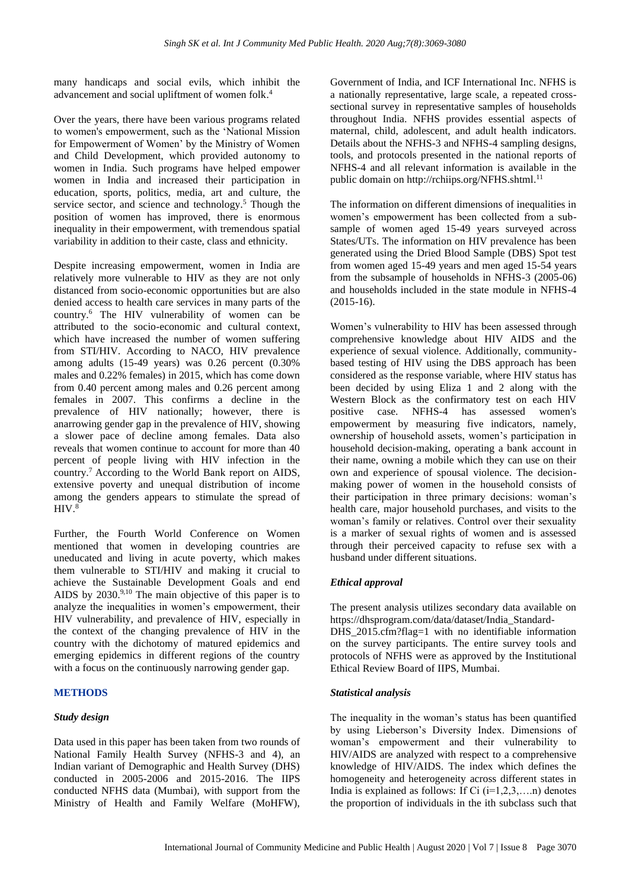many handicaps and social evils, which inhibit the advancement and social upliftment of women folk.[4]

Over the years, there have been various programs related to women's empowerment, such as the 'National Mission for Empowerment of Women' by the Ministry of Women and Child Development, which provided autonomy to women in India. Such programs have helped empower women in India and increased their participation in education, sports, politics, media, art and culture, the service sector, and science and technology.[5] Though the position of women has improved, there is enormous inequality in their empowerment, with tremendous spatial variability in addition to their caste, class and ethnicity.

Despite increasing empowerment, women in India are relatively more vulnerable to HIV as they are not only distanced from socio-economic opportunities but are also denied access to health care services in many parts of the country.[6] The HIV vulnerability of women can be attributed to the socio-economic and cultural context, which have increased the number of women suffering from STI/HIV. According to NACO, HIV prevalence among adults (15-49 years) was 0.26 percent (0.30% males and 0.22% females) in 2015, which has come down from 0.40 percent among males and 0.26 percent among females in 2007. This confirms a decline in the prevalence of HIV nationally; however, there is anarrowing gender gap in the prevalence of HIV, showing a slower pace of decline among females. Data also reveals that women continue to account for more than 40 percent of people living with HIV infection in the country.[7] According to the World Bank report on AIDS, extensive poverty and unequal distribution of income among the genders appears to stimulate the spread of HIV.[8]

Further, the Fourth World Conference on Women mentioned that women in developing countries are uneducated and living in acute poverty, which makes them vulnerable to STI/HIV and making it crucial to achieve the Sustainable Development Goals and end AIDS by 2030.[9,10] The main objective of this paper is to analyze the inequalities in women's empowerment, their HIV vulnerability, and prevalence of HIV, especially in the context of the changing prevalence of HIV in the country with the dichotomy of matured epidemics and emerging epidemics in different regions of the country with a focus on the continuously narrowing gender gap.

## METHODS

### *Study design*

Data used in this paper has been taken from two rounds of National Family Health Survey (NFHS-3 and 4), an Indian variant of Demographic and Health Survey (DHS) conducted in 2005-2006 and 2015-2016. The IIPS conducted NFHS data (Mumbai), with support from the Ministry of Health and Family Welfare (MoHFW), Government of India, and ICF International Inc. NFHS is a nationally representative, large scale, a repeated cross-sectional survey in representative samples of households throughout India. NFHS provides essential aspects of maternal, child, adolescent, and adult health indicators. Details about the NFHS-3 and NFHS-4 sampling designs, tools, and protocols presented in the national reports of NFHS-4 and all relevant information is available in the public domain on http://rchiips.org/NFHS.shtml.[11]

The information on different dimensions of inequalities in women's empowerment has been collected from a sub-sample of women aged 15-49 years surveyed across States/UTs. The information on HIV prevalence has been generated using the Dried Blood Sample (DBS) Spot test from women aged 15-49 years and men aged 15-54 years from the subsample of households in NFHS-3 (2005-06) and households included in the state module in NFHS-4 (2015-16).

Women's vulnerability to HIV has been assessed through comprehensive knowledge about HIV AIDS and the experience of sexual violence. Additionally, community-based testing of HIV using the DBS approach has been considered as the response variable, where HIV status has been decided by using Eliza 1 and 2 along with the Western Block as the confirmatory test on each HIV positive case. NFHS-4 has assessed women's empowerment by measuring five indicators, namely, ownership of household assets, women's participation in household decision-making, operating a bank account in their name, owning a mobile which they can use on their own and experience of spousal violence. The decision-making power of women in the household consists of their participation in three primary decisions: woman's health care, major household purchases, and visits to the woman's family or relatives. Control over their sexuality is a marker of sexual rights of women and is assessed through their perceived capacity to refuse sex with a husband under different situations.

### *Ethical approval*

The present analysis utilizes secondary data available on https://dhsprogram.com/data/dataset/India_Standard-DHS_2015.cfm?flag=1 with no identifiable information on the survey participants. The entire survey tools and protocols of NFHS were as approved by the Institutional Ethical Review Board of IIPS, Mumbai.

### *Statistical analysis*

The inequality in the woman's status has been quantified by using Lieberson's Diversity Index. Dimensions of woman's empowerment and their vulnerability to HIV/AIDS are analyzed with respect to a comprehensive knowledge of HIV/AIDS. The index which defines the homogeneity and heterogeneity across different states in India is explained as follows: If Ci ($i=1,2,3,\ldots.n$) denotes the proportion of individuals in the ith subclass such that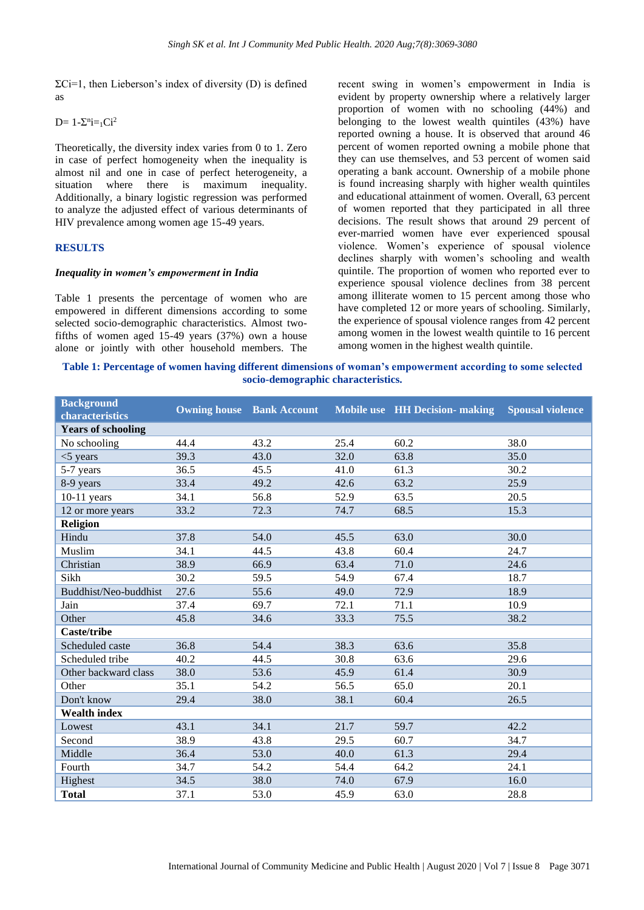$\Sigma C_i=1$, then Lieberson's index of diversity (D) is defined as

$$D= 1-\Sigma^{n}_{i=1}C_i^2$$

Theoretically, the diversity index varies from 0 to 1. Zero in case of perfect homogeneity when the inequality is almost nil and one in case of perfect heterogeneity, a situation where there is maximum inequality. Additionally, a binary logistic regression was performed to analyze the adjusted effect of various determinants of HIV prevalence among women age 15-49 years.

## RESULTS

### *Inequality in women's empowerment in India*

Table 1 presents the percentage of women who are empowered in different dimensions according to some selected socio-demographic characteristics. Almost two-fifths of women aged 15-49 years (37%) own a house alone or jointly with other household members. The recent swing in women's empowerment in India is evident by property ownership where a relatively larger proportion of women with no schooling (44%) and belonging to the lowest wealth quintiles (43%) have reported owning a house. It is observed that around 46 percent of women reported owning a mobile phone that they can use themselves, and 53 percent of women said operating a bank account. Ownership of a mobile phone is found increasing sharply with higher wealth quintiles and educational attainment of women. Overall, 63 percent of women reported that they participated in all three decisions. The result shows that around 29 percent of ever-married women have ever experienced spousal violence. Women's experience of spousal violence declines sharply with women's schooling and wealth quintile. The proportion of women who reported ever to experience spousal violence declines from 38 percent among illiterate women to 15 percent among those who have completed 12 or more years of schooling. Similarly, the experience of spousal violence ranges from 42 percent among women in the lowest wealth quintile to 16 percent among women in the highest wealth quintile.

**Table 1: Percentage of women having different dimensions of woman's empowerment according to some selected socio-demographic characteristics.**

| Background characteristics | Owning house | Bank Account | Mobile use | HH Decision- making | Spousal violence |
|---|---|---|---|---|---|
| **Years of schooling** | | | | | |
| No schooling | 44.4 | 43.2 | 25.4 | 60.2 | 38.0 |
| <5 years | 39.3 | 43.0 | 32.0 | 63.8 | 35.0 |
| 5-7 years | 36.5 | 45.5 | 41.0 | 61.3 | 30.2 |
| 8-9 years | 33.4 | 49.2 | 42.6 | 63.2 | 25.9 |
| 10-11 years | 34.1 | 56.8 | 52.9 | 63.5 | 20.5 |
| 12 or more years | 33.2 | 72.3 | 74.7 | 68.5 | 15.3 |
| **Religion** | | | | | |
| Hindu | 37.8 | 54.0 | 45.5 | 63.0 | 30.0 |
| Muslim | 34.1 | 44.5 | 43.8 | 60.4 | 24.7 |
| Christian | 38.9 | 66.9 | 63.4 | 71.0 | 24.6 |
| Sikh | 30.2 | 59.5 | 54.9 | 67.4 | 18.7 |
| Buddhist/Neo-buddhist | 27.6 | 55.6 | 49.0 | 72.9 | 18.9 |
| Jain | 37.4 | 69.7 | 72.1 | 71.1 | 10.9 |
| Other | 45.8 | 34.6 | 33.3 | 75.5 | 38.2 |
| **Caste/tribe** | | | | | |
| Scheduled caste | 36.8 | 54.4 | 38.3 | 63.6 | 35.8 |
| Scheduled tribe | 40.2 | 44.5 | 30.8 | 63.6 | 29.6 |
| Other backward class | 38.0 | 53.6 | 45.9 | 61.4 | 30.9 |
| Other | 35.1 | 54.2 | 56.5 | 65.0 | 20.1 |
| Don't know | 29.4 | 38.0 | 38.1 | 60.4 | 26.5 |
| **Wealth index** | | | | | |
| Lowest | 43.1 | 34.1 | 21.7 | 59.7 | 42.2 |
| Second | 38.9 | 43.8 | 29.5 | 60.7 | 34.7 |
| Middle | 36.4 | 53.0 | 40.0 | 61.3 | 29.4 |
| Fourth | 34.7 | 54.2 | 54.4 | 64.2 | 24.1 |
| Highest | 34.5 | 38.0 | 74.0 | 67.9 | 16.0 |
| **Total** | 37.1 | 53.0 | 45.9 | 63.0 | 28.8 |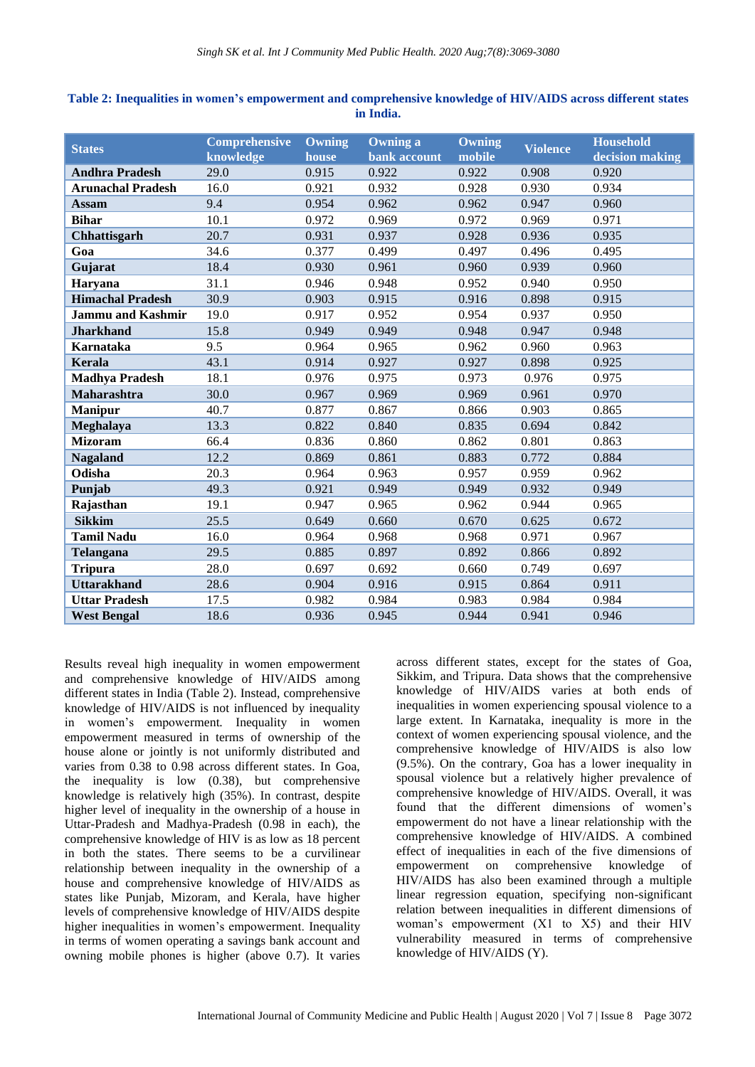**Table 2: Inequalities in women's empowerment and comprehensive knowledge of HIV/AIDS across different states in India.**

| States | Comprehensive knowledge | Owning house | Owning a bank account | Owning mobile | Violence | Household decision making |
|---|---|---|---|---|---|---|
| **Andhra Pradesh** | 29.0 | 0.915 | 0.922 | 0.922 | 0.908 | 0.920 |
| **Arunachal Pradesh** | 16.0 | 0.921 | 0.932 | 0.928 | 0.930 | 0.934 |
| **Assam** | 9.4 | 0.954 | 0.962 | 0.962 | 0.947 | 0.960 |
| **Bihar** | 10.1 | 0.972 | 0.969 | 0.972 | 0.969 | 0.971 |
| **Chhattisgarh** | 20.7 | 0.931 | 0.937 | 0.928 | 0.936 | 0.935 |
| **Goa** | 34.6 | 0.377 | 0.499 | 0.497 | 0.496 | 0.495 |
| **Gujarat** | 18.4 | 0.930 | 0.961 | 0.960 | 0.939 | 0.960 |
| **Haryana** | 31.1 | 0.946 | 0.948 | 0.952 | 0.940 | 0.950 |
| **Himachal Pradesh** | 30.9 | 0.903 | 0.915 | 0.916 | 0.898 | 0.915 |
| **Jammu and Kashmir** | 19.0 | 0.917 | 0.952 | 0.954 | 0.937 | 0.950 |
| **Jharkhand** | 15.8 | 0.949 | 0.949 | 0.948 | 0.947 | 0.948 |
| **Karnataka** | 9.5 | 0.964 | 0.965 | 0.962 | 0.960 | 0.963 |
| **Kerala** | 43.1 | 0.914 | 0.927 | 0.927 | 0.898 | 0.925 |
| **Madhya Pradesh** | 18.1 | 0.976 | 0.975 | 0.973 | 0.976 | 0.975 |
| **Maharashtra** | 30.0 | 0.967 | 0.969 | 0.969 | 0.961 | 0.970 |
| **Manipur** | 40.7 | 0.877 | 0.867 | 0.866 | 0.903 | 0.865 |
| **Meghalaya** | 13.3 | 0.822 | 0.840 | 0.835 | 0.694 | 0.842 |
| **Mizoram** | 66.4 | 0.836 | 0.860 | 0.862 | 0.801 | 0.863 |
| **Nagaland** | 12.2 | 0.869 | 0.861 | 0.883 | 0.772 | 0.884 |
| **Odisha** | 20.3 | 0.964 | 0.963 | 0.957 | 0.959 | 0.962 |
| **Punjab** | 49.3 | 0.921 | 0.949 | 0.949 | 0.932 | 0.949 |
| **Rajasthan** | 19.1 | 0.947 | 0.965 | 0.962 | 0.944 | 0.965 |
| **Sikkim** | 25.5 | 0.649 | 0.660 | 0.670 | 0.625 | 0.672 |
| **Tamil Nadu** | 16.0 | 0.964 | 0.968 | 0.968 | 0.971 | 0.967 |
| **Telangana** | 29.5 | 0.885 | 0.897 | 0.892 | 0.866 | 0.892 |
| **Tripura** | 28.0 | 0.697 | 0.692 | 0.660 | 0.749 | 0.697 |
| **Uttarakhand** | 28.6 | 0.904 | 0.916 | 0.915 | 0.864 | 0.911 |
| **Uttar Pradesh** | 17.5 | 0.982 | 0.984 | 0.983 | 0.984 | 0.984 |
| **West Bengal** | 18.6 | 0.936 | 0.945 | 0.944 | 0.941 | 0.946 |

Results reveal high inequality in women empowerment and comprehensive knowledge of HIV/AIDS among different states in India (Table 2). Instead, comprehensive knowledge of HIV/AIDS is not influenced by inequality in women's empowerment. Inequality in women empowerment measured in terms of ownership of the house alone or jointly is not uniformly distributed and varies from 0.38 to 0.98 across different states. In Goa, the inequality is low (0.38), but comprehensive knowledge is relatively high (35%). In contrast, despite higher level of inequality in the ownership of a house in Uttar-Pradesh and Madhya-Pradesh (0.98 in each), the comprehensive knowledge of HIV is as low as 18 percent in both the states. There seems to be a curvilinear relationship between inequality in the ownership of a house and comprehensive knowledge of HIV/AIDS as states like Punjab, Mizoram, and Kerala, have higher levels of comprehensive knowledge of HIV/AIDS despite higher inequalities in women's empowerment. Inequality in terms of women operating a savings bank account and owning mobile phones is higher (above 0.7). It varies across different states, except for the states of Goa, Sikkim, and Tripura. Data shows that the comprehensive knowledge of HIV/AIDS varies at both ends of inequalities in women experiencing spousal violence to a large extent. In Karnataka, inequality is more in the context of women experiencing spousal violence, and the comprehensive knowledge of HIV/AIDS is also low (9.5%). On the contrary, Goa has a lower inequality in spousal violence but a relatively higher prevalence of comprehensive knowledge of HIV/AIDS. Overall, it was found that the different dimensions of women's empowerment do not have a linear relationship with the comprehensive knowledge of HIV/AIDS. A combined effect of inequalities in each of the five dimensions of empowerment on comprehensive knowledge of HIV/AIDS has also been examined through a multiple linear regression equation, specifying non-significant relation between inequalities in different dimensions of woman's empowerment ($X_1$ to $X_5$) and their HIV vulnerability measured in terms of comprehensive knowledge of HIV/AIDS ($Y$).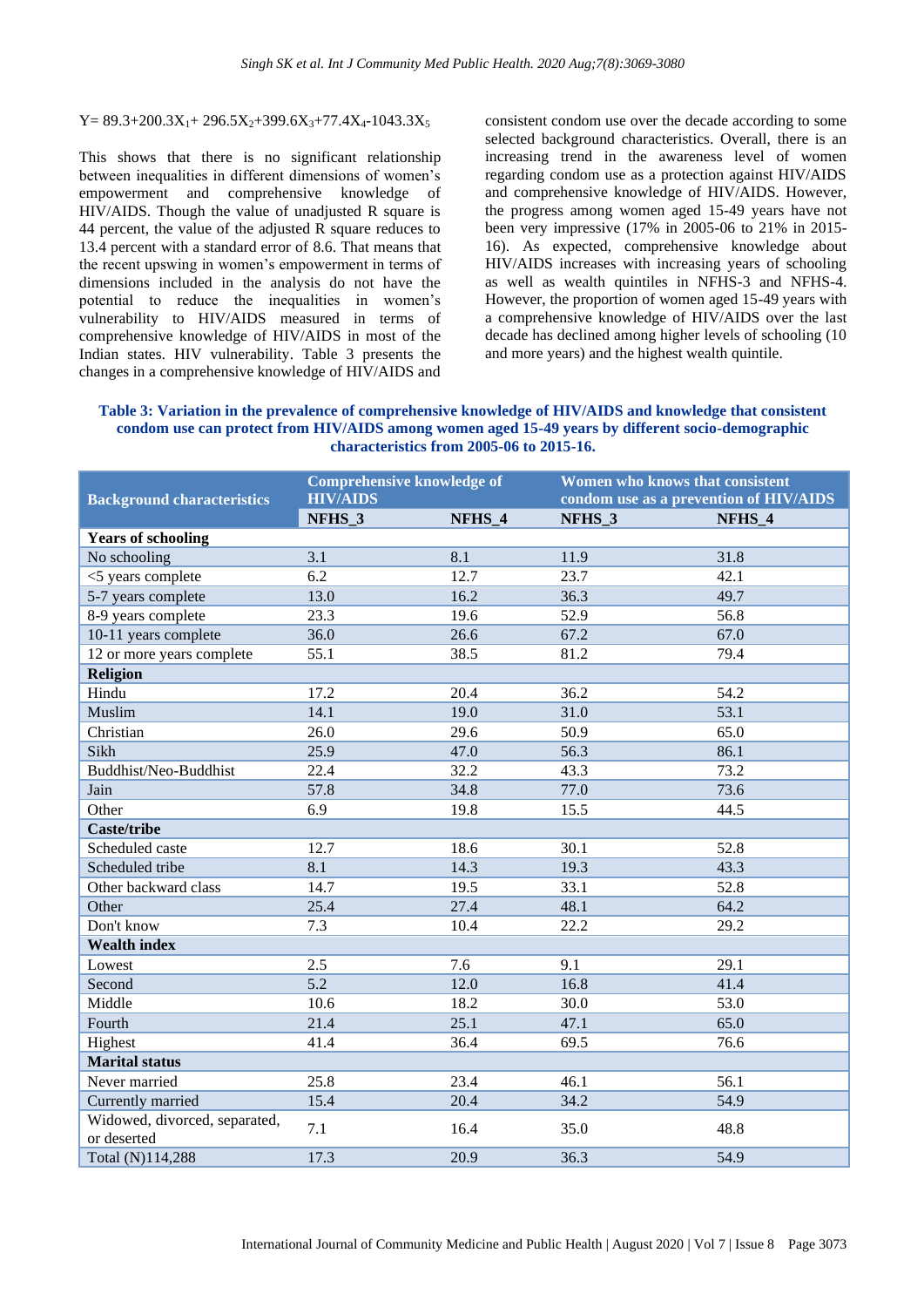$Y = 89.3 + 200.3X_1 + 296.5X_2 + 399.6X_3 + 77.4X_4 - 1043.3X_5$

This shows that there is no significant relationship between inequalities in different dimensions of women's empowerment and comprehensive knowledge of HIV/AIDS. Though the value of unadjusted R square is 44 percent, the value of the adjusted R square reduces to 13.4 percent with a standard error of 8.6. That means that the recent upswing in women's empowerment in terms of dimensions included in the analysis do not have the potential to reduce the inequalities in women's vulnerability to HIV/AIDS measured in terms of comprehensive knowledge of HIV/AIDS in most of the Indian states. HIV vulnerability. Table 3 presents the changes in a comprehensive knowledge of HIV/AIDS and consistent condom use over the decade according to some selected background characteristics. Overall, there is an increasing trend in the awareness level of women regarding condom use as a protection against HIV/AIDS and comprehensive knowledge of HIV/AIDS. However, the progress among women aged 15-49 years have not been very impressive (17% in 2005-06 to 21% in 2015-16). As expected, comprehensive knowledge about HIV/AIDS increases with increasing years of schooling as well as wealth quintiles in NFHS-3 and NFHS-4. However, the proportion of women aged 15-49 years with a comprehensive knowledge of HIV/AIDS over the last decade has declined among higher levels of schooling (10 and more years) and the highest wealth quintile.

**Table 3: Variation in the prevalence of comprehensive knowledge of HIV/AIDS and knowledge that consistent condom use can protect from HIV/AIDS among women aged 15-49 years by different socio-demographic characteristics from 2005-06 to 2015-16.**

| Background characteristics | Comprehensive knowledge of HIV/AIDS | | Women who knows that consistent condom use as a prevention of HIV/AIDS | |
|---|---|---|---|---|
| | NFHS_3 | NFHS_4 | NFHS_3 | NFHS_4 |
| **Years of schooling** | | | | |
| No schooling | 3.1 | 8.1 | 11.9 | 31.8 |
| <5 years complete | 6.2 | 12.7 | 23.7 | 42.1 |
| 5-7 years complete | 13.0 | 16.2 | 36.3 | 49.7 |
| 8-9 years complete | 23.3 | 19.6 | 52.9 | 56.8 |
| 10-11 years complete | 36.0 | 26.6 | 67.2 | 67.0 |
| 12 or more years complete | 55.1 | 38.5 | 81.2 | 79.4 |
| **Religion** | | | | |
| Hindu | 17.2 | 20.4 | 36.2 | 54.2 |
| Muslim | 14.1 | 19.0 | 31.0 | 53.1 |
| Christian | 26.0 | 29.6 | 50.9 | 65.0 |
| Sikh | 25.9 | 47.0 | 56.3 | 86.1 |
| Buddhist/Neo-Buddhist | 22.4 | 32.2 | 43.3 | 73.2 |
| Jain | 57.8 | 34.8 | 77.0 | 73.6 |
| Other | 6.9 | 19.8 | 15.5 | 44.5 |
| **Caste/tribe** | | | | |
| Scheduled caste | 12.7 | 18.6 | 30.1 | 52.8 |
| Scheduled tribe | 8.1 | 14.3 | 19.3 | 43.3 |
| Other backward class | 14.7 | 19.5 | 33.1 | 52.8 |
| Other | 25.4 | 27.4 | 48.1 | 64.2 |
| Don't know | 7.3 | 10.4 | 22.2 | 29.2 |
| **Wealth index** | | | | |
| Lowest | 2.5 | 7.6 | 9.1 | 29.1 |
| Second | 5.2 | 12.0 | 16.8 | 41.4 |
| Middle | 10.6 | 18.2 | 30.0 | 53.0 |
| Fourth | 21.4 | 25.1 | 47.1 | 65.0 |
| Highest | 41.4 | 36.4 | 69.5 | 76.6 |
| **Marital status** | | | | |
| Never married | 25.8 | 23.4 | 46.1 | 56.1 |
| Currently married | 15.4 | 20.4 | 34.2 | 54.9 |
| Widowed, divorced, separated, or deserted | 7.1 | 16.4 | 35.0 | 48.8 |
| Total (N)114,288 | 17.3 | 20.9 | 36.3 | 54.9 |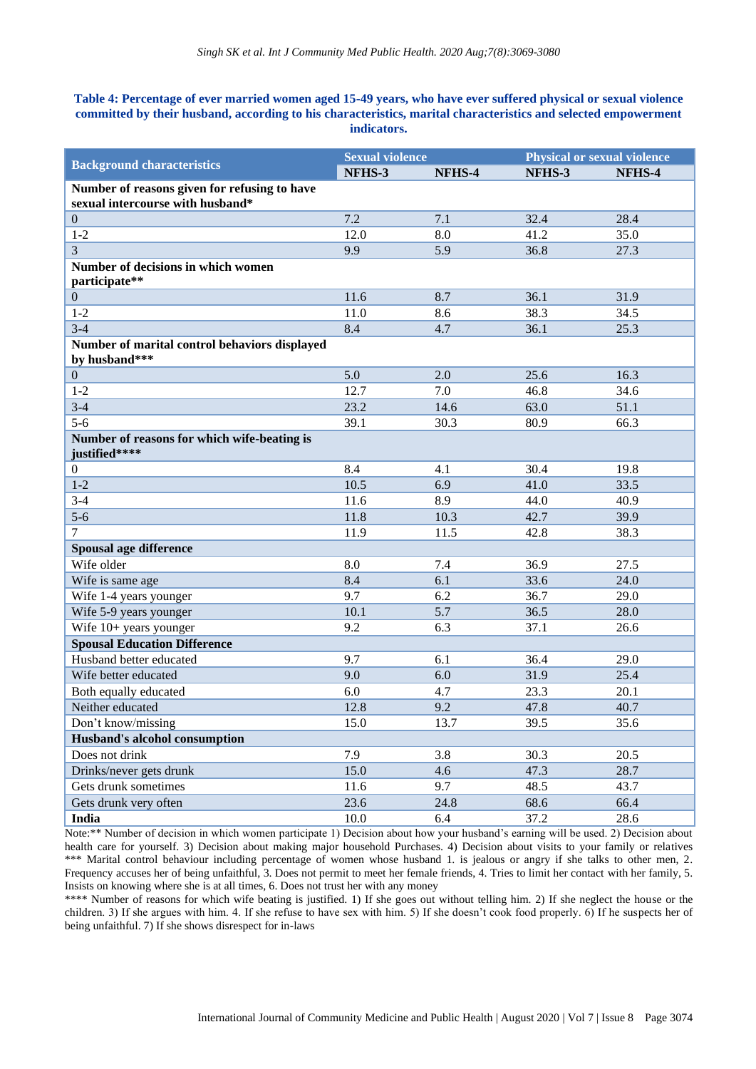**Table 4: Percentage of ever married women aged 15-49 years, who have ever suffered physical or sexual violence committed by their husband, according to his characteristics, marital characteristics and selected empowerment indicators.**

| Background characteristics | Sexual violence | | Physical or sexual violence | |
|---|---|---|---|---|
| | NFHS-3 | NFHS-4 | NFHS-3 | NFHS-4 |
| **Number of reasons given for refusing to have sexual intercourse with husband*** | | | | |
| 0 | 7.2 | 7.1 | 32.4 | 28.4 |
| 1-2 | 12.0 | 8.0 | 41.2 | 35.0 |
| 3 | 9.9 | 5.9 | 36.8 | 27.3 |
| **Number of decisions in which women participate**** | | | | |
| 0 | 11.6 | 8.7 | 36.1 | 31.9 |
| 1-2 | 11.0 | 8.6 | 38.3 | 34.5 |
| 3-4 | 8.4 | 4.7 | 36.1 | 25.3 |
| **Number of marital control behaviors displayed by husband***** | | | | |
| 0 | 5.0 | 2.0 | 25.6 | 16.3 |
| 1-2 | 12.7 | 7.0 | 46.8 | 34.6 |
| 3-4 | 23.2 | 14.6 | 63.0 | 51.1 |
| 5-6 | 39.1 | 30.3 | 80.9 | 66.3 |
| **Number of reasons for which wife-beating is justified****** | | | | |
| 0 | 8.4 | 4.1 | 30.4 | 19.8 |
| 1-2 | 10.5 | 6.9 | 41.0 | 33.5 |
| 3-4 | 11.6 | 8.9 | 44.0 | 40.9 |
| 5-6 | 11.8 | 10.3 | 42.7 | 39.9 |
| 7 | 11.9 | 11.5 | 42.8 | 38.3 |
| **Spousal age difference** | | | | |
| Wife older | 8.0 | 7.4 | 36.9 | 27.5 |
| Wife is same age | 8.4 | 6.1 | 33.6 | 24.0 |
| Wife 1-4 years younger | 9.7 | 6.2 | 36.7 | 29.0 |
| Wife 5-9 years younger | 10.1 | 5.7 | 36.5 | 28.0 |
| Wife 10+ years younger | 9.2 | 6.3 | 37.1 | 26.6 |
| **Spousal Education Difference** | | | | |
| Husband better educated | 9.7 | 6.1 | 36.4 | 29.0 |
| Wife better educated | 9.0 | 6.0 | 31.9 | 25.4 |
| Both equally educated | 6.0 | 4.7 | 23.3 | 20.1 |
| Neither educated | 12.8 | 9.2 | 47.8 | 40.7 |
| Don't know/missing | 15.0 | 13.7 | 39.5 | 35.6 |
| **Husband's alcohol consumption** | | | | |
| Does not drink | 7.9 | 3.8 | 30.3 | 20.5 |
| Drinks/never gets drunk | 15.0 | 4.6 | 47.3 | 28.7 |
| Gets drunk sometimes | 11.6 | 9.7 | 48.5 | 43.7 |
| Gets drunk very often | 23.6 | 24.8 | 68.6 | 66.4 |
| **India** | 10.0 | 6.4 | 37.2 | 28.6 |

Note:** Number of decision in which women participate 1) Decision about how your husband's earning will be used. 2) Decision about health care for yourself. 3) Decision about making major household Purchases. 4) Decision about visits to your family or relatives *** Marital control behaviour including percentage of women whose husband 1. is jealous or angry if she talks to other men, 2. Frequency accuses her of being unfaithful, 3. Does not permit to meet her female friends, 4. Tries to limit her contact with her family, 5. Insists on knowing where she is at all times, 6. Does not trust her with any money

**** Number of reasons for which wife beating is justified. 1) If she goes out without telling him. 2) If she neglect the house or the children. 3) If she argues with him. 4. If she refuse to have sex with him. 5) If she doesn't cook food properly. 6) If he suspects her of being unfaithful. 7) If she shows disrespect for in-laws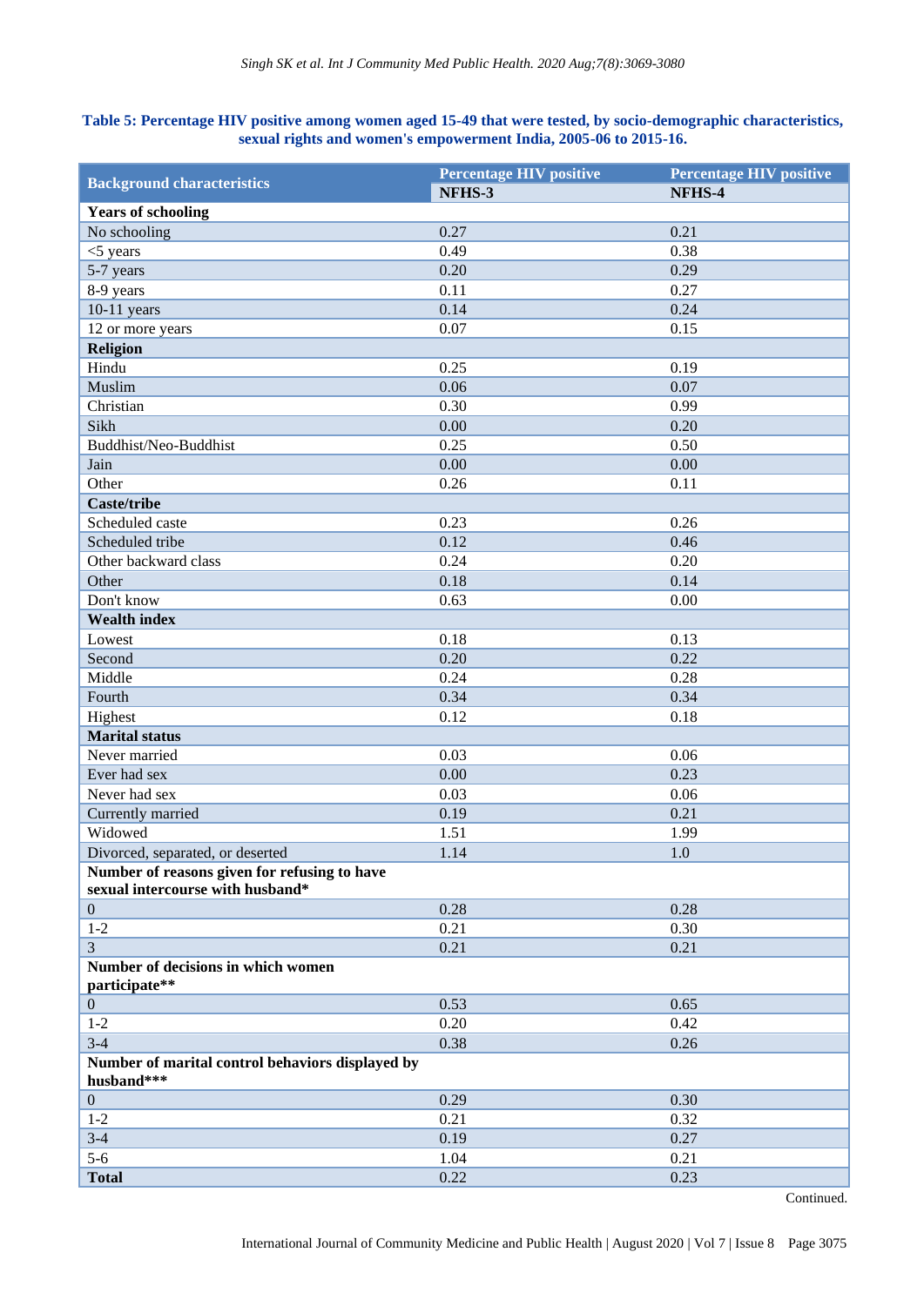**Table 5: Percentage HIV positive among women aged 15-49 that were tested, by socio-demographic characteristics, sexual rights and women's empowerment India, 2005-06 to 2015-16.**

| Background characteristics | Percentage HIV positive | Percentage HIV positive |
|---|---|---|
| | NFHS-3 | NFHS-4 |
| **Years of schooling** | | |
| No schooling | 0.27 | 0.21 |
| <5 years | 0.49 | 0.38 |
| 5-7 years | 0.20 | 0.29 |
| 8-9 years | 0.11 | 0.27 |
| 10-11 years | 0.14 | 0.24 |
| 12 or more years | 0.07 | 0.15 |
| **Religion** | | |
| Hindu | 0.25 | 0.19 |
| Muslim | 0.06 | 0.07 |
| Christian | 0.30 | 0.99 |
| Sikh | 0.00 | 0.20 |
| Buddhist/Neo-Buddhist | 0.25 | 0.50 |
| Jain | 0.00 | 0.00 |
| Other | 0.26 | 0.11 |
| **Caste/tribe** | | |
| Scheduled caste | 0.23 | 0.26 |
| Scheduled tribe | 0.12 | 0.46 |
| Other backward class | 0.24 | 0.20 |
| Other | 0.18 | 0.14 |
| Don't know | 0.63 | 0.00 |
| **Wealth index** | | |
| Lowest | 0.18 | 0.13 |
| Second | 0.20 | 0.22 |
| Middle | 0.24 | 0.28 |
| Fourth | 0.34 | 0.34 |
| Highest | 0.12 | 0.18 |
| **Marital status** | | |
| Never married | 0.03 | 0.06 |
| Ever had sex | 0.00 | 0.23 |
| Never had sex | 0.03 | 0.06 |
| Currently married | 0.19 | 0.21 |
| Widowed | 1.51 | 1.99 |
| Divorced, separated, or deserted | 1.14 | 1.0 |
| **Number of reasons given for refusing to have sexual intercourse with husband*** | | |
| 0 | 0.28 | 0.28 |
| 1-2 | 0.21 | 0.30 |
| 3 | 0.21 | 0.21 |
| **Number of decisions in which women participate**** | | |
| 0 | 0.53 | 0.65 |
| 1-2 | 0.20 | 0.42 |
| 3-4 | 0.38 | 0.26 |
| **Number of marital control behaviors displayed by husband***** | | |
| 0 | 0.29 | 0.30 |
| 1-2 | 0.21 | 0.32 |
| 3-4 | 0.19 | 0.27 |
| 5-6 | 1.04 | 0.21 |
| **Total** | 0.22 | 0.23 |

Continued.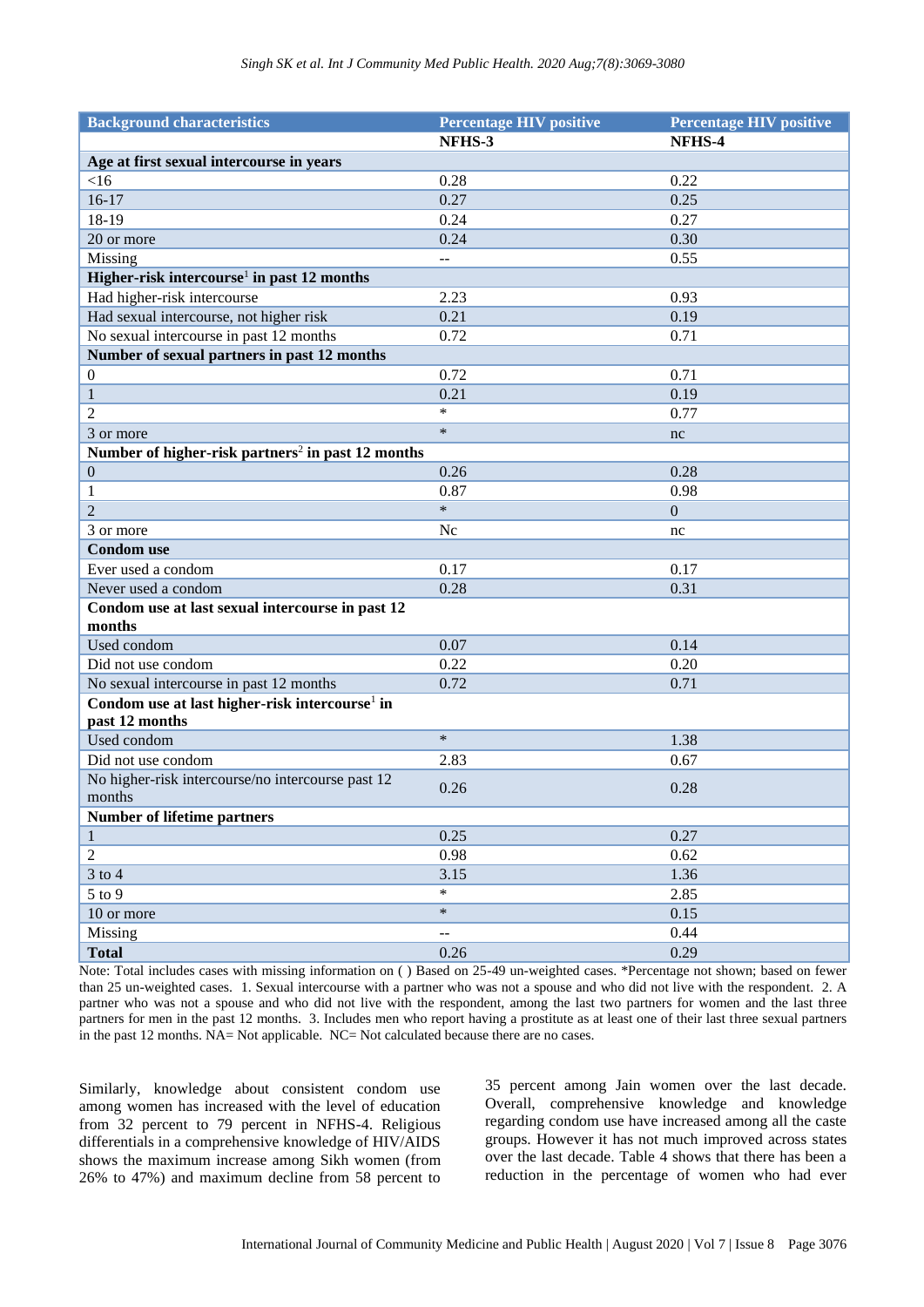| Background characteristics | Percentage HIV positive | Percentage HIV positive |
|---|---|---|
| | NFHS-3 | NFHS-4 |
| **Age at first sexual intercourse in years** | | |
| <16 | 0.28 | 0.22 |
| 16-17 | 0.27 | 0.25 |
| 18-19 | 0.24 | 0.27 |
| 20 or more | 0.24 | 0.30 |
| Missing | -- | 0.55 |
| **Higher-risk intercourse[1] in past 12 months** | | |
| Had higher-risk intercourse | 2.23 | 0.93 |
| Had sexual intercourse, not higher risk | 0.21 | 0.19 |
| No sexual intercourse in past 12 months | 0.72 | 0.71 |
| **Number of sexual partners in past 12 months** | | |
| 0 | 0.72 | 0.71 |
| 1 | 0.21 | 0.19 |
| 2 | * | 0.77 |
| 3 or more | * | nc |
| **Number of higher-risk partners[2] in past 12 months** | | |
| 0 | 0.26 | 0.28 |
| 1 | 0.87 | 0.98 |
| 2 | * | 0 |
| 3 or more | Nc | nc |
| **Condom use** | | |
| Ever used a condom | 0.17 | 0.17 |
| Never used a condom | 0.28 | 0.31 |
| **Condom use at last sexual intercourse in past 12 months** | | |
| Used condom | 0.07 | 0.14 |
| Did not use condom | 0.22 | 0.20 |
| No sexual intercourse in past 12 months | 0.72 | 0.71 |
| **Condom use at last higher-risk intercourse[1] in past 12 months** | | |
| Used condom | * | 1.38 |
| Did not use condom | 2.83 | 0.67 |
| No higher-risk intercourse/no intercourse past 12 months | 0.26 | 0.28 |
| **Number of lifetime partners** | | |
| 1 | 0.25 | 0.27 |
| 2 | 0.98 | 0.62 |
| 3 to 4 | 3.15 | 1.36 |
| 5 to 9 | * | 2.85 |
| 10 or more | * | 0.15 |
| Missing | -- | 0.44 |
| **Total** | 0.26 | 0.29 |

Note: Total includes cases with missing information on ( ) Based on 25-49 un-weighted cases. *Percentage not shown; based on fewer than 25 un-weighted cases. 1. Sexual intercourse with a partner who was not a spouse and who did not live with the respondent. 2. A partner who was not a spouse and who did not live with the respondent, among the last two partners for women and the last three partners for men in the past 12 months. 3. Includes men who report having a prostitute as at least one of their last three sexual partners in the past 12 months. NA= Not applicable. NC= Not calculated because there are no cases.

Similarly, knowledge about consistent condom use among women has increased with the level of education from 32 percent to 79 percent in NFHS-4. Religious differentials in a comprehensive knowledge of HIV/AIDS shows the maximum increase among Sikh women (from 26% to 47%) and maximum decline from 58 percent to 35 percent among Jain women over the last decade. Overall, comprehensive knowledge and knowledge regarding condom use have increased among all the caste groups. However it has not much improved across states over the last decade. Table 4 shows that there has been a reduction in the percentage of women who had ever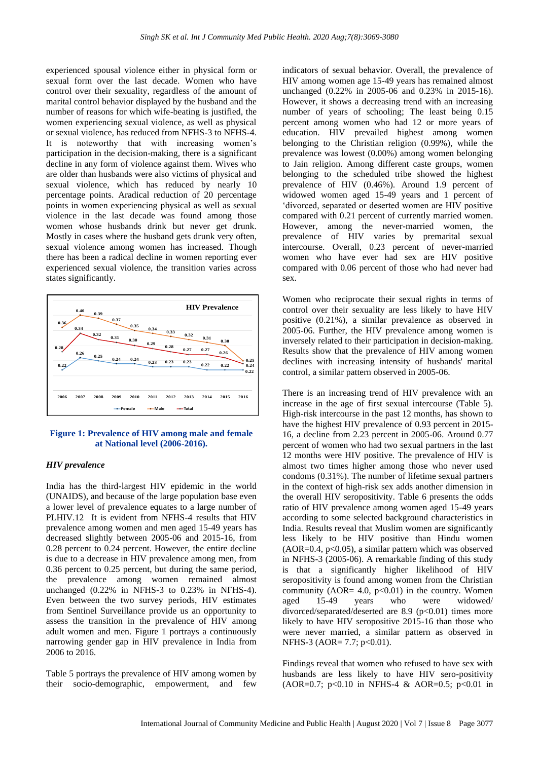experienced spousal violence either in physical form or sexual form over the last decade. Women who have control over their sexuality, regardless of the amount of marital control behavior displayed by the husband and the number of reasons for which wife-beating is justified, the women experiencing sexual violence, as well as physical or sexual violence, has reduced from NFHS-3 to NFHS-4. It is noteworthy that with increasing women's participation in the decision-making, there is a significant decline in any form of violence against them. Wives who are older than husbands were also victims of physical and sexual violence, which has reduced by nearly 10 percentage points. Aradical reduction of 20 percentage points in women experiencing physical as well as sexual violence in the last decade was found among those women whose husbands drink but never get drunk. Mostly in cases where the husband gets drunk very often, sexual violence among women has increased. Though there has been a radical decline in women reporting ever experienced sexual violence, the transition varies across states significantly.

**Figure 1: Prevalence of HIV among male and female at National level (2006-2016).**

### *HIV prevalence*

India has the third-largest HIV epidemic in the world (UNAIDS), and because of the large population base even a lower level of prevalence equates to a large number of PLHIV.12 It is evident from NFHS-4 results that HIV prevalence among women and men aged 15-49 years has decreased slightly between 2005-06 and 2015-16, from 0.28 percent to 0.24 percent. However, the entire decline is due to a decrease in HIV prevalence among men, from 0.36 percent to 0.25 percent, but during the same period, the prevalence among women remained almost unchanged (0.22% in NFHS-3 to 0.23% in NFHS-4). Even between the two survey periods, HIV estimates from Sentinel Surveillance provide us an opportunity to assess the transition in the prevalence of HIV among adult women and men. Figure 1 portrays a continuously narrowing gender gap in HIV prevalence in India from 2006 to 2016.

Table 5 portrays the prevalence of HIV among women by their socio-demographic, empowerment, and few indicators of sexual behavior. Overall, the prevalence of HIV among women age 15-49 years has remained almost unchanged (0.22% in 2005-06 and 0.23% in 2015-16). However, it shows a decreasing trend with an increasing number of years of schooling; The least being 0.15 percent among women who had 12 or more years of education. HIV prevailed highest among women belonging to the Christian religion (0.99%), while the prevalence was lowest (0.00%) among women belonging to Jain religion. Among different caste groups, women belonging to the scheduled tribe showed the highest prevalence of HIV (0.46%). Around 1.9 percent of widowed women aged 15-49 years and 1 percent of 'divorced, separated or deserted women are HIV positive compared with 0.21 percent of currently married women. However, among the never-married women, the prevalence of HIV varies by premarital sexual intercourse. Overall, 0.23 percent of never-married women who have ever had sex are HIV positive compared with 0.06 percent of those who had never had sex.

Women who reciprocate their sexual rights in terms of control over their sexuality are less likely to have HIV positive (0.21%), a similar prevalence as observed in 2005-06. Further, the HIV prevalence among women is inversely related to their participation in decision-making. Results show that the prevalence of HIV among women declines with increasing intensity of husbands' marital control, a similar pattern observed in 2005-06.

There is an increasing trend of HIV prevalence with an increase in the age of first sexual intercourse (Table 5). High-risk intercourse in the past 12 months, has shown to have the highest HIV prevalence of 0.93 percent in 2015-16, a decline from 2.23 percent in 2005-06. Around 0.77 percent of women who had two sexual partners in the last 12 months were HIV positive. The prevalence of HIV is almost two times higher among those who never used condoms (0.31%). The number of lifetime sexual partners in the context of high-risk sex adds another dimension in the overall HIV seropositivity. Table 6 presents the odds ratio of HIV prevalence among women aged 15-49 years according to some selected background characteristics in India. Results reveal that Muslim women are significantly less likely to be HIV positive than Hindu women (AOR=0.4, $p<0.05$), a similar pattern which was observed in NFHS-3 (2005-06). A remarkable finding of this study is that a significantly higher likelihood of HIV seropositivity is found among women from the Christian community (AOR= 4.0, $p<0.01$) in the country. Women aged 15-49 years who were widowed/ divorced/separated/deserted are 8.9 ($p<0.01$) times more likely to have HIV seropositive 2015-16 than those who were never married, a similar pattern as observed in NFHS-3 (AOR= 7.7; $p<0.01$).

Findings reveal that women who refused to have sex with husbands are less likely to have HIV sero-positivity (AOR=0.7; $p<0.10$ in NFHS-4 & AOR=0.5; $p<0.01$ in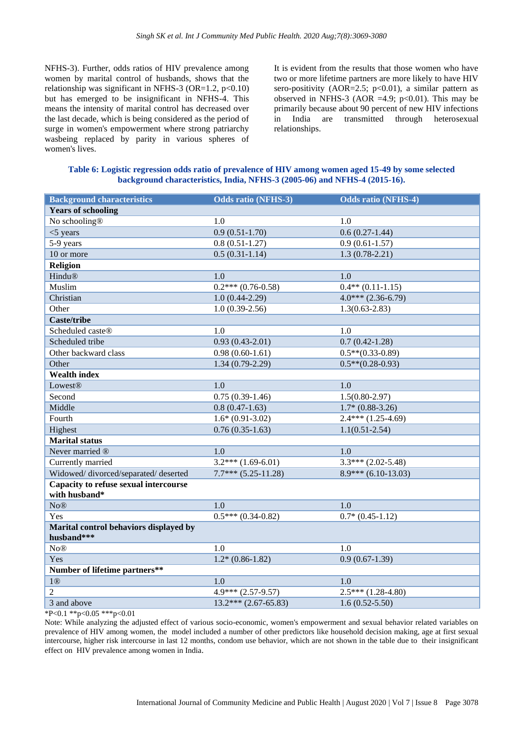NFHS-3). Further, odds ratios of HIV prevalence among women by marital control of husbands, shows that the relationship was significant in NFHS-3 (OR=1.2, p<0.10) but has emerged to be insignificant in NFHS-4. This means the intensity of marital control has decreased over the last decade, which is being considered as the period of surge in women's empowerment where strong patriarchy wasbeing replaced by parity in various spheres of women's lives.

It is evident from the results that those women who have two or more lifetime partners are more likely to have HIV sero-positivity (AOR=2.5; p<0.01), a similar pattern as observed in NFHS-3 (AOR =4.9; p<0.01). This may be primarily because about 90 percent of new HIV infections in India are transmitted through heterosexual relationships.

**Table 6: Logistic regression odds ratio of prevalence of HIV among women aged 15-49 by some selected background characteristics, India, NFHS-3 (2005-06) and NFHS-4 (2015-16).**

| Background characteristics | Odds ratio (NFHS-3) | Odds ratio (NFHS-4) |
|---|---|---|
| **Years of schooling** | | |
| No schooling® | 1.0 | 1.0 |
| <5 years | 0.9 (0.51-1.70) | 0.6 (0.27-1.44) |
| 5-9 years | 0.8 (0.51-1.27) | 0.9 (0.61-1.57) |
| 10 or more | 0.5 (0.31-1.14) | 1.3 (0.78-2.21) |
| **Religion** | | |
| Hindu® | 1.0 | 1.0 |
| Muslim | 0.2*** (0.76-0.58) | 0.4** (0.11-1.15) |
| Christian | 1.0 (0.44-2.29) | 4.0*** (2.36-6.79) |
| Other | 1.0 (0.39-2.56) | 1.3(0.63-2.83) |
| **Caste/tribe** | | |
| Scheduled caste® | 1.0 | 1.0 |
| Scheduled tribe | 0.93 (0.43-2.01) | 0.7 (0.42-1.28) |
| Other backward class | 0.98 (0.60-1.61) | 0.5**(0.33-0.89) |
| Other | 1.34 (0.79-2.29) | 0.5**(0.28-0.93) |
| **Wealth index** | | |
| Lowest® | 1.0 | 1.0 |
| Second | 0.75 (0.39-1.46) | 1.5(0.80-2.97) |
| Middle | 0.8 (0.47-1.63) | 1.7* (0.88-3.26) |
| Fourth | 1.6* (0.91-3.02) | 2.4*** (1.25-4.69) |
| Highest | 0.76 (0.35-1.63) | 1.1(0.51-2.54) |
| **Marital status** | | |
| Never married ® | 1.0 | 1.0 |
| Currently married | 3.2*** (1.69-6.01) | 3.3*** (2.02-5.48) |
| Widowed/ divorced/separated/ deserted | 7.7*** (5.25-11.28) | 8.9*** (6.10-13.03) |
| **Capacity to refuse sexual intercourse with husband*** | | |
| No® | 1.0 | 1.0 |
| Yes | 0.5*** (0.34-0.82) | 0.7* (0.45-1.12) |
| **Marital control behaviors displayed by husband***** | | |
| No® | 1.0 | 1.0 |
| Yes | 1.2* (0.86-1.82) | 0.9 (0.67-1.39) |
| **Number of lifetime partners**** | | |
| 1® | 1.0 | 1.0 |
| 2 | 4.9*** (2.57-9.57) | 2.5*** (1.28-4.80) |
| 3 and above | 13.2*** (2.67-65.83) | 1.6 (0.52-5.50) |

*P<0.1 **p<0.05 ***p<0.01

Note: While analyzing the adjusted effect of various socio-economic, women's empowerment and sexual behavior related variables on prevalence of HIV among women, the model included a number of other predictors like household decision making, age at first sexual intercourse, higher risk intercourse in last 12 months, condom use behavior, which are not shown in the table due to their insignificant effect on HIV prevalence among women in India.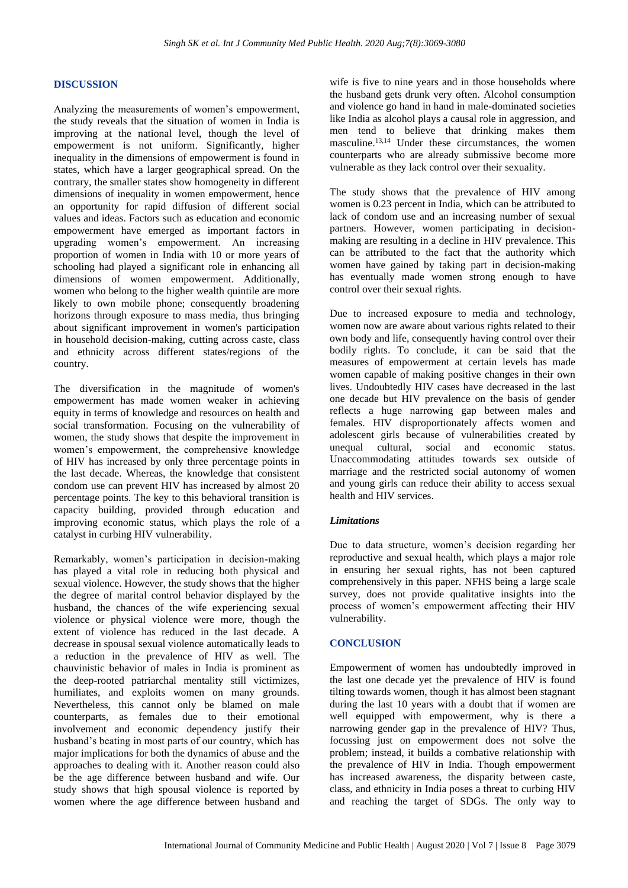## DISCUSSION

Analyzing the measurements of women's empowerment, the study reveals that the situation of women in India is improving at the national level, though the level of empowerment is not uniform. Significantly, higher inequality in the dimensions of empowerment is found in states, which have a larger geographical spread. On the contrary, the smaller states show homogeneity in different dimensions of inequality in women empowerment, hence an opportunity for rapid diffusion of different social values and ideas. Factors such as education and economic empowerment have emerged as important factors in upgrading women's empowerment. An increasing proportion of women in India with 10 or more years of schooling had played a significant role in enhancing all dimensions of women empowerment. Additionally, women who belong to the higher wealth quintile are more likely to own mobile phone; consequently broadening horizons through exposure to mass media, thus bringing about significant improvement in women's participation in household decision-making, cutting across caste, class and ethnicity across different states/regions of the country.

The diversification in the magnitude of women's empowerment has made women weaker in achieving equity in terms of knowledge and resources on health and social transformation. Focusing on the vulnerability of women, the study shows that despite the improvement in women's empowerment, the comprehensive knowledge of HIV has increased by only three percentage points in the last decade. Whereas, the knowledge that consistent condom use can prevent HIV has increased by almost 20 percentage points. The key to this behavioral transition is capacity building, provided through education and improving economic status, which plays the role of a catalyst in curbing HIV vulnerability.

Remarkably, women's participation in decision-making has played a vital role in reducing both physical and sexual violence. However, the study shows that the higher the degree of marital control behavior displayed by the husband, the chances of the wife experiencing sexual violence or physical violence were more, though the extent of violence has reduced in the last decade. A decrease in spousal sexual violence automatically leads to a reduction in the prevalence of HIV as well. The chauvinistic behavior of males in India is prominent as the deep-rooted patriarchal mentality still victimizes, humiliates, and exploits women on many grounds. Nevertheless, this cannot only be blamed on male counterparts, as females due to their emotional involvement and economic dependency justify their husband's beating in most parts of our country, which has major implications for both the dynamics of abuse and the approaches to dealing with it. Another reason could also be the age difference between husband and wife. Our study shows that high spousal violence is reported by women where the age difference between husband and wife is five to nine years and in those households where the husband gets drunk very often. Alcohol consumption and violence go hand in hand in male-dominated societies like India as alcohol plays a causal role in aggression, and men tend to believe that drinking makes them masculine.[13,14] Under these circumstances, the women counterparts who are already submissive become more vulnerable as they lack control over their sexuality.

The study shows that the prevalence of HIV among women is 0.23 percent in India, which can be attributed to lack of condom use and an increasing number of sexual partners. However, women participating in decision-making are resulting in a decline in HIV prevalence. This can be attributed to the fact that the authority which women have gained by taking part in decision-making has eventually made women strong enough to have control over their sexual rights.

Due to increased exposure to media and technology, women now are aware about various rights related to their own body and life, consequently having control over their bodily rights. To conclude, it can be said that the measures of empowerment at certain levels has made women capable of making positive changes in their own lives. Undoubtedly HIV cases have decreased in the last one decade but HIV prevalence on the basis of gender reflects a huge narrowing gap between males and females. HIV disproportionately affects women and adolescent girls because of vulnerabilities created by unequal cultural, social and economic status. Unaccommodating attitudes towards sex outside of marriage and the restricted social autonomy of women and young girls can reduce their ability to access sexual health and HIV services.

### *Limitations*

Due to data structure, women's decision regarding her reproductive and sexual health, which plays a major role in ensuring her sexual rights, has not been captured comprehensively in this paper. NFHS being a large scale survey, does not provide qualitative insights into the process of women's empowerment affecting their HIV vulnerability.

## CONCLUSION

Empowerment of women has undoubtedly improved in the last one decade yet the prevalence of HIV is found tilting towards women, though it has almost been stagnant during the last 10 years with a doubt that if women are well equipped with empowerment, why is there a narrowing gender gap in the prevalence of HIV? Thus, focussing just on empowerment does not solve the problem; instead, it builds a combative relationship with the prevalence of HIV in India. Though empowerment has increased awareness, the disparity between caste, class, and ethnicity in India poses a threat to curbing HIV and reaching the target of SDGs. The only way to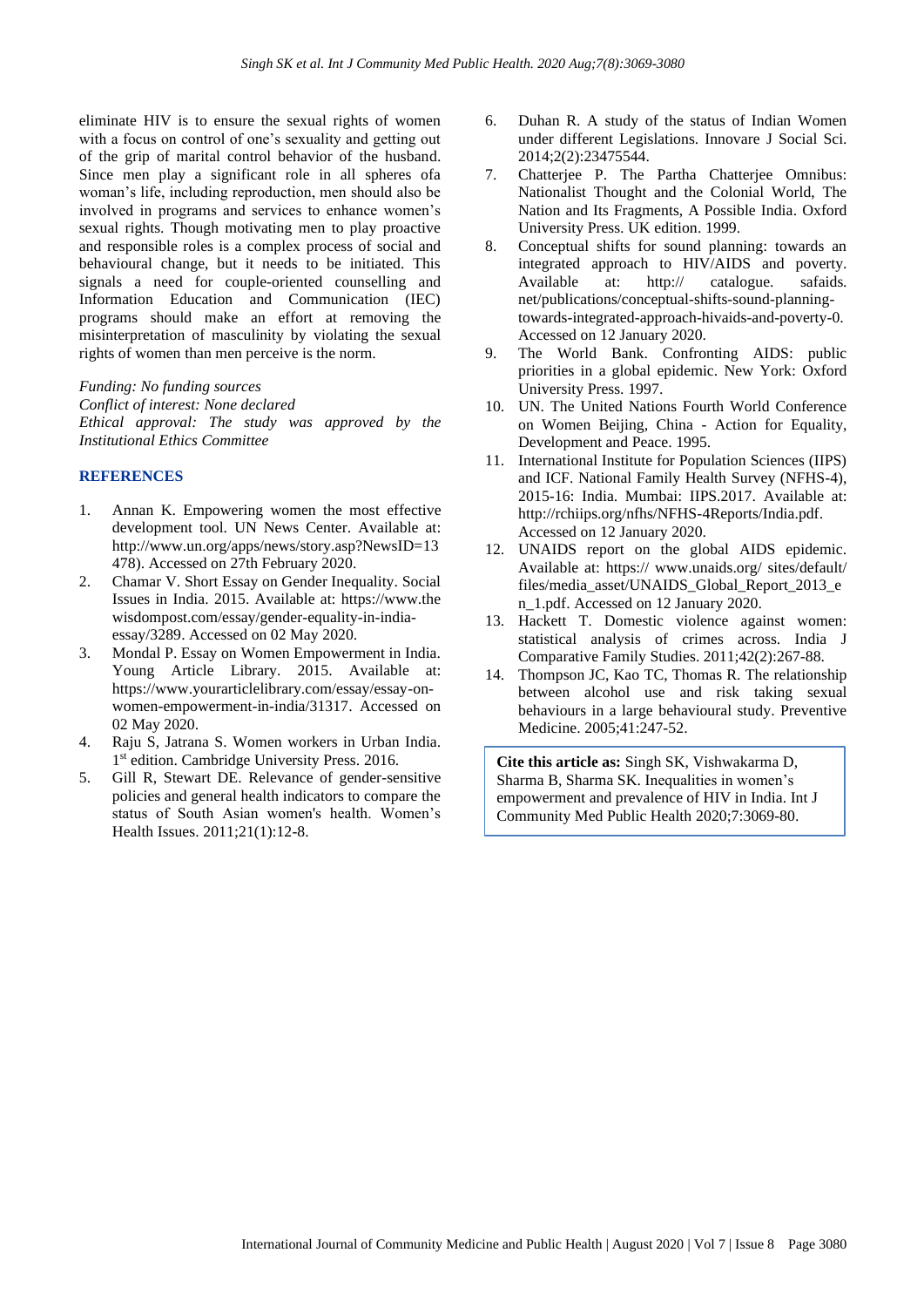eliminate HIV is to ensure the sexual rights of women with a focus on control of one's sexuality and getting out of the grip of marital control behavior of the husband. Since men play a significant role in all spheres ofa woman's life, including reproduction, men should also be involved in programs and services to enhance women's sexual rights. Though motivating men to play proactive and responsible roles is a complex process of social and behavioural change, but it needs to be initiated. This signals a need for couple-oriented counselling and Information Education and Communication (IEC) programs should make an effort at removing the misinterpretation of masculinity by violating the sexual rights of women than men perceive is the norm.

*Funding: No funding sources*
*Conflict of interest: None declared*
*Ethical approval: The study was approved by the Institutional Ethics Committee*

## REFERENCES

1. Annan K. Empowering women the most effective development tool. UN News Center. Available at: http://www.un.org/apps/news/story.asp?NewsID=13478). Accessed on 27th February 2020.
2. Chamar V. Short Essay on Gender Inequality. Social Issues in India. 2015. Available at: https://www.thewisdompost.com/essay/gender-equality-in-india-essay/3289. Accessed on 02 May 2020.
3. Mondal P. Essay on Women Empowerment in India. Young Article Library. 2015. Available at: https://www.yourarticlelibrary.com/essay/essay-on-women-empowerment-in-india/31317. Accessed on 02 May 2020.
4. Raju S, Jatrana S. Women workers in Urban India. 1st edition. Cambridge University Press. 2016.
5. Gill R, Stewart DE. Relevance of gender-sensitive policies and general health indicators to compare the status of South Asian women's health. Women's Health Issues. 2011;21(1):12-8.
6. Duhan R. A study of the status of Indian Women under different Legislations. Innovare J Social Sci. 2014;2(2):23475544.
7. Chatterjee P. The Partha Chatterjee Omnibus: Nationalist Thought and the Colonial World, The Nation and Its Fragments, A Possible India. Oxford University Press. UK edition. 1999.
8. Conceptual shifts for sound planning: towards an integrated approach to HIV/AIDS and poverty. Available at: http:// catalogue. safaids. net/publications/conceptual-shifts-sound-planning-towards-integrated-approach-hivaids-and-poverty-0. Accessed on 12 January 2020.
9. The World Bank. Confronting AIDS: public priorities in a global epidemic. New York: Oxford University Press. 1997.
10. UN. The United Nations Fourth World Conference on Women Beijing, China - Action for Equality, Development and Peace. 1995.
11. International Institute for Population Sciences (IIPS) and ICF. National Family Health Survey (NFHS-4), 2015-16: India. Mumbai: IIPS.2017. Available at: http://rchiips.org/nfhs/NFHS-4Reports/India.pdf. Accessed on 12 January 2020.
12. UNAIDS report on the global AIDS epidemic. Available at: https:// www.unaids.org/ sites/default/ files/media_asset/UNAIDS_Global_Report_2013_en_1.pdf. Accessed on 12 January 2020.
13. Hackett T. Domestic violence against women: statistical analysis of crimes across. India J Comparative Family Studies. 2011;42(2):267-88.
14. Thompson JC, Kao TC, Thomas R. The relationship between alcohol use and risk taking sexual behaviours in a large behavioural study. Preventive Medicine. 2005;41:247-52.

**Cite this article as:** Singh SK, Vishwakarma D, Sharma B, Sharma SK. Inequalities in women's empowerment and prevalence of HIV in India. Int J Community Med Public Health 2020;7:3069-80.